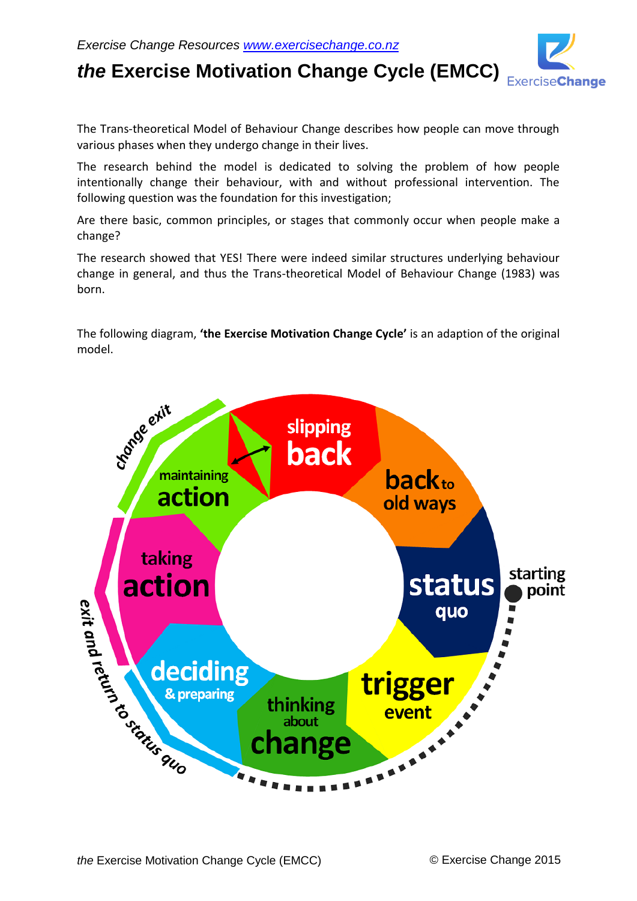Exercise Change Resources www.exercisechange.co.nz

# *the* Exercise Motivation Change Cycle (EMCC)

The Trans-theoretical Model of Behaviour Change describes how people can move through various phases when they undergo change in their lives.

The research behind the model is dedicated to solving the problem of how people intentionally change their behaviour, with and without professional intervention. The following question was the foundation for this investigation;

Are there basic, common principles, or stages that commonly occur when people make a change?

The research showed that YES! There were indeed similar structures underlying behaviour change in general, and thus the Trans-theoretical Model of Behaviour Change (1983) was born.

The following diagram, **'the Exercise Motivation Change Cycle'** is an adaption of the original model.

starting point

status quo

trigger event

thinking about change

deciding & preparing

taking action

maintaining action

slipping back

back to old ways

change exit

exit and return to status quo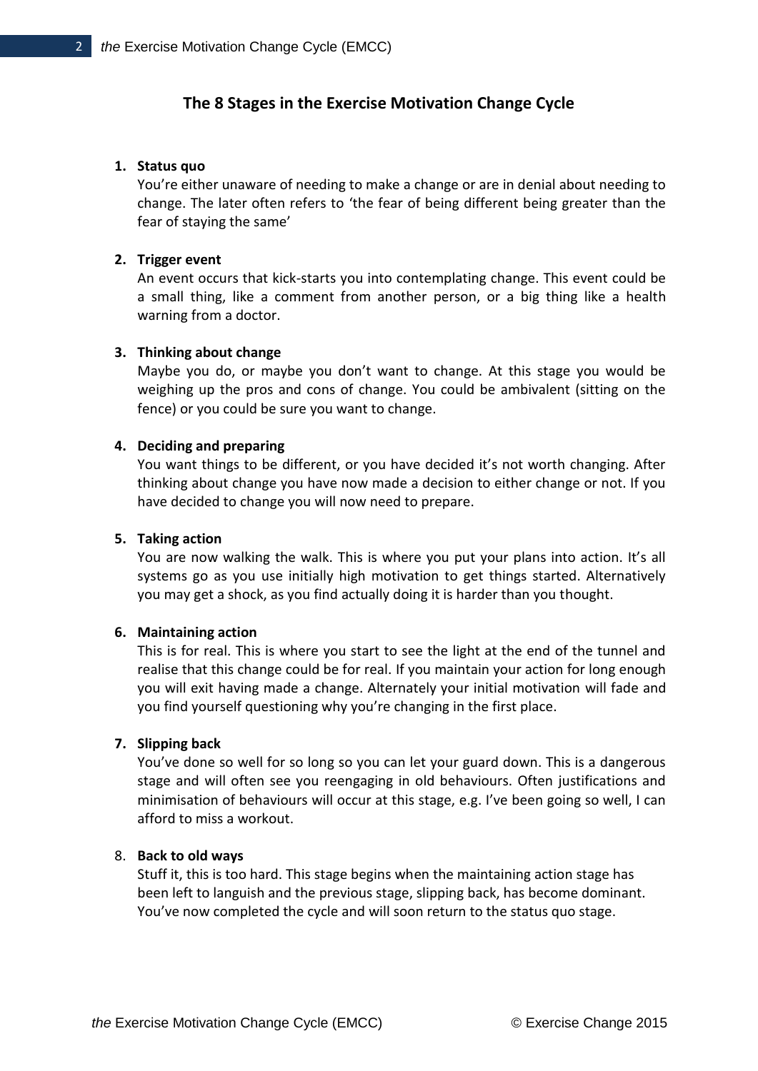## The 8 Stages in the Exercise Motivation Change Cycle

1. **Status quo**
   You're either unaware of needing to make a change or are in denial about needing to change. The later often refers to 'the fear of being different being greater than the fear of staying the same'

2. **Trigger event**
   An event occurs that kick-starts you into contemplating change. This event could be a small thing, like a comment from another person, or a big thing like a health warning from a doctor.

3. **Thinking about change**
   Maybe you do, or maybe you don't want to change. At this stage you would be weighing up the pros and cons of change. You could be ambivalent (sitting on the fence) or you could be sure you want to change.

4. **Deciding and preparing**
   You want things to be different, or you have decided it's not worth changing. After thinking about change you have now made a decision to either change or not. If you have decided to change you will now need to prepare.

5. **Taking action**
   You are now walking the walk. This is where you put your plans into action. It's all systems go as you use initially high motivation to get things started. Alternatively you may get a shock, as you find actually doing it is harder than you thought.

6. **Maintaining action**
   This is for real. This is where you start to see the light at the end of the tunnel and realise that this change could be for real. If you maintain your action for long enough you will exit having made a change. Alternately your initial motivation will fade and you find yourself questioning why you're changing in the first place.

7. **Slipping back**
   You've done so well for so long so you can let your guard down. This is a dangerous stage and will often see you reengaging in old behaviours. Often justifications and minimisation of behaviours will occur at this stage, e.g. I've been going so well, I can afford to miss a workout.

8. **Back to old ways**
   Stuff it, this is too hard. This stage begins when the maintaining action stage has been left to languish and the previous stage, slipping back, has become dominant. You've now completed the cycle and will soon return to the status quo stage.